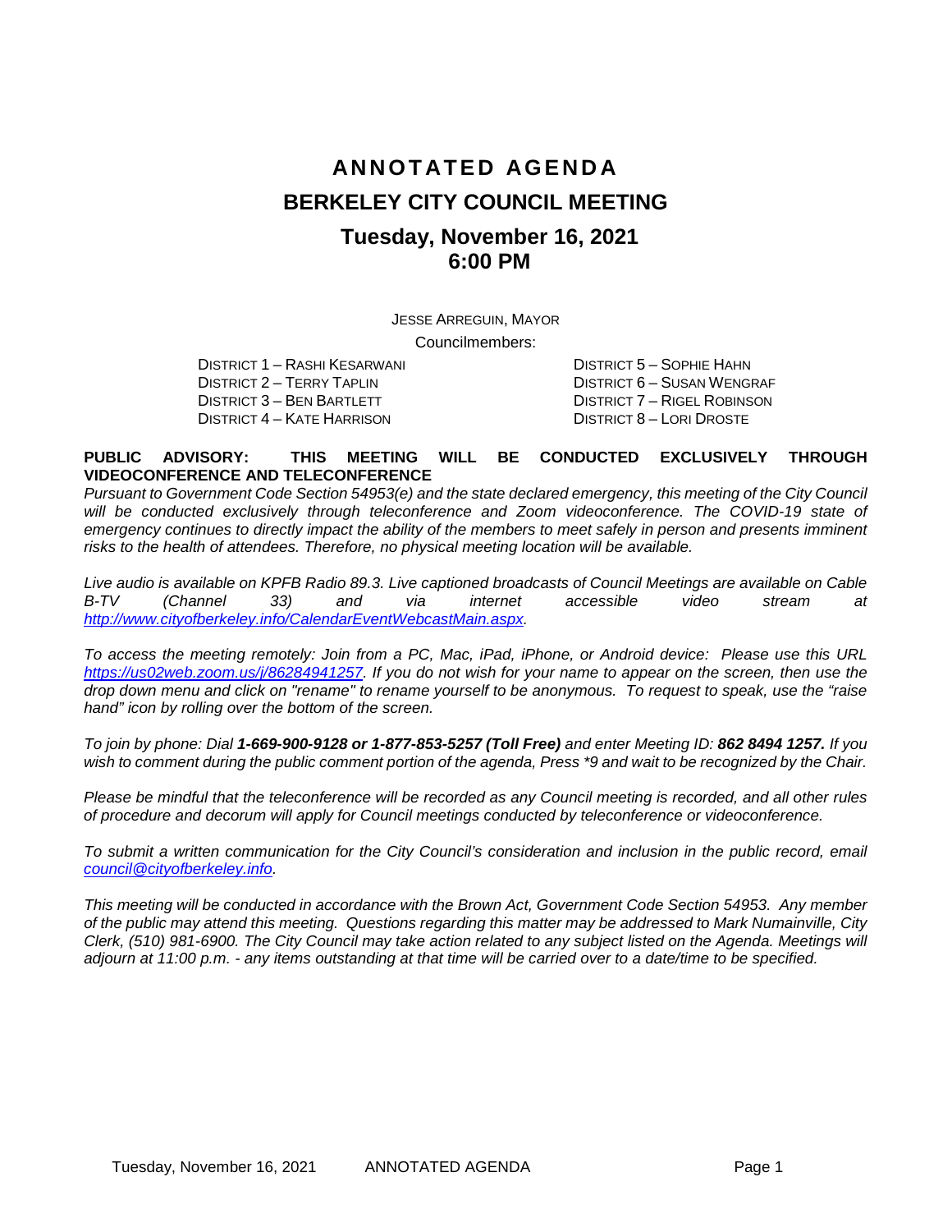# ANNOTATED AGENDA

# BERKELEY CITY COUNCIL MEETING

## Tuesday, November 16, 2021
## 6:00 PM

JESSE ARREGUIN, MAYOR

Councilmembers:

DISTRICT 1 – RASHI KESARWANI
DISTRICT 2 – TERRY TAPLIN
DISTRICT 3 – BEN BARTLETT
DISTRICT 4 – KATE HARRISON
DISTRICT 5 – SOPHIE HAHN
DISTRICT 6 – SUSAN WENGRAF
DISTRICT 7 – RIGEL ROBINSON
DISTRICT 8 – LORI DROSTE

**PUBLIC ADVISORY: THIS MEETING WILL BE CONDUCTED EXCLUSIVELY THROUGH VIDEOCONFERENCE AND TELECONFERENCE**

*Pursuant to Government Code Section 54953(e) and the state declared emergency, this meeting of the City Council will be conducted exclusively through teleconference and Zoom videoconference. The COVID-19 state of emergency continues to directly impact the ability of the members to meet safely in person and presents imminent risks to the health of attendees. Therefore, no physical meeting location will be available.*

*Live audio is available on KPFB Radio 89.3. Live captioned broadcasts of Council Meetings are available on Cable B-TV (Channel 33) and via internet accessible video stream at http://www.cityofberkeley.info/CalendarEventWebcastMain.aspx.*

*To access the meeting remotely: Join from a PC, Mac, iPad, iPhone, or Android device: Please use this URL https://us02web.zoom.us/j/86284941257. If you do not wish for your name to appear on the screen, then use the drop down menu and click on "rename" to rename yourself to be anonymous. To request to speak, use the "raise hand" icon by rolling over the bottom of the screen.*

*To join by phone: Dial **1-669-900-9128 or 1-877-853-5257 (Toll Free)** and enter Meeting ID: **862 8494 1257.** If you wish to comment during the public comment portion of the agenda, Press \*9 and wait to be recognized by the Chair.*

*Please be mindful that the teleconference will be recorded as any Council meeting is recorded, and all other rules of procedure and decorum will apply for Council meetings conducted by teleconference or videoconference.*

*To submit a written communication for the City Council's consideration and inclusion in the public record, email council@cityofberkeley.info.*

*This meeting will be conducted in accordance with the Brown Act, Government Code Section 54953. Any member of the public may attend this meeting. Questions regarding this matter may be addressed to Mark Numainville, City Clerk, (510) 981-6900. The City Council may take action related to any subject listed on the Agenda. Meetings will adjourn at 11:00 p.m. - any items outstanding at that time will be carried over to a date/time to be specified.*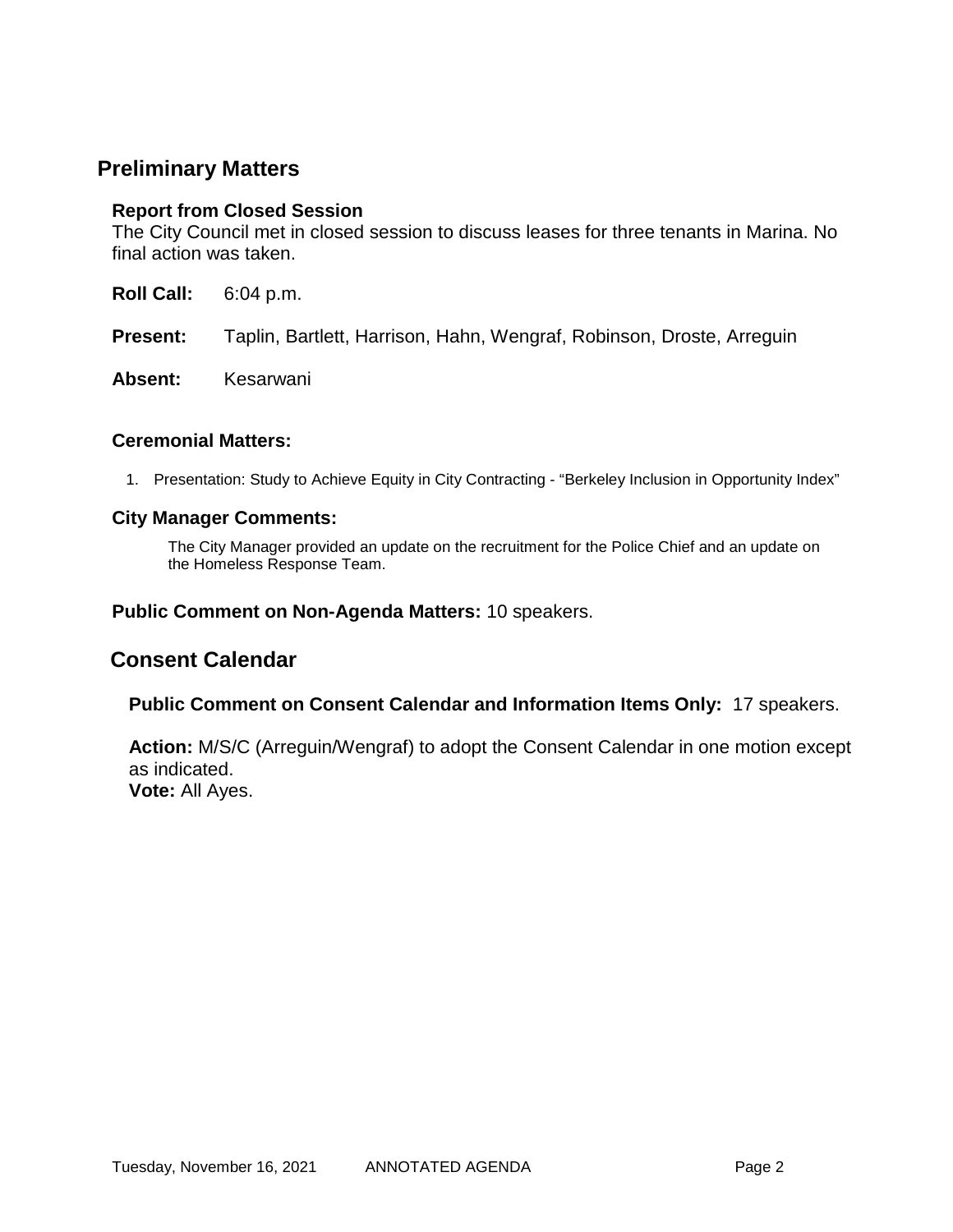## Preliminary Matters

### Report from Closed Session

The City Council met in closed session to discuss leases for three tenants in Marina. No final action was taken.

**Roll Call:** 6:04 p.m.

**Present:** Taplin, Bartlett, Harrison, Hahn, Wengraf, Robinson, Droste, Arreguin

**Absent:** Kesarwani

### Ceremonial Matters:

1. Presentation: Study to Achieve Equity in City Contracting - "Berkeley Inclusion in Opportunity Index"

### City Manager Comments:

The City Manager provided an update on the recruitment for the Police Chief and an update on the Homeless Response Team.

**Public Comment on Non-Agenda Matters:** 10 speakers.

## Consent Calendar

**Public Comment on Consent Calendar and Information Items Only:** 17 speakers.

**Action:** M/S/C (Arreguin/Wengraf) to adopt the Consent Calendar in one motion except as indicated.
**Vote:** All Ayes.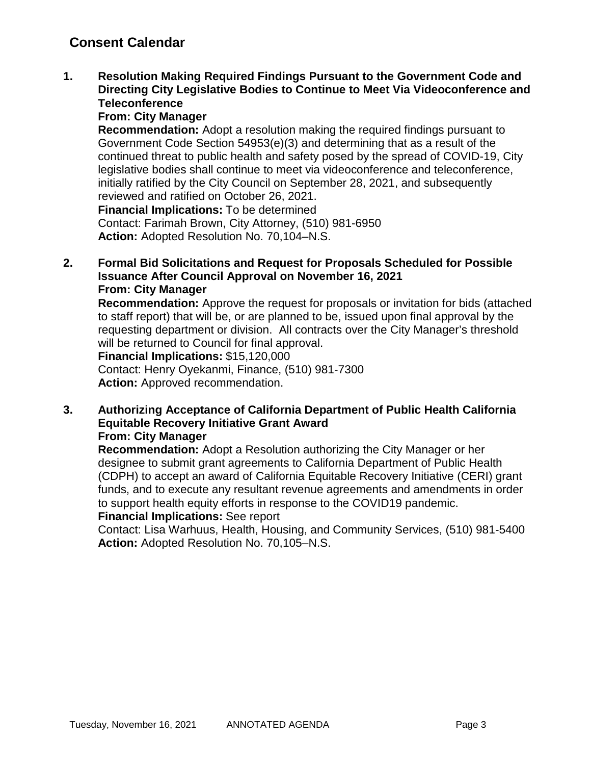## Consent Calendar

1. **Resolution Making Required Findings Pursuant to the Government Code and Directing City Legislative Bodies to Continue to Meet Via Videoconference and Teleconference**
   **From: City Manager**
   **Recommendation:** Adopt a resolution making the required findings pursuant to Government Code Section 54953(e)(3) and determining that as a result of the continued threat to public health and safety posed by the spread of COVID-19, City legislative bodies shall continue to meet via videoconference and teleconference, initially ratified by the City Council on September 28, 2021, and subsequently reviewed and ratified on October 26, 2021.
   **Financial Implications:** To be determined
   Contact: Farimah Brown, City Attorney, (510) 981-6950
   **Action:** Adopted Resolution No. 70,104–N.S.

2. **Formal Bid Solicitations and Request for Proposals Scheduled for Possible Issuance After Council Approval on November 16, 2021**
   **From: City Manager**
   **Recommendation:** Approve the request for proposals or invitation for bids (attached to staff report) that will be, or are planned to be, issued upon final approval by the requesting department or division. All contracts over the City Manager's threshold will be returned to Council for final approval.
   **Financial Implications:** $15,120,000
   Contact: Henry Oyekanmi, Finance, (510) 981-7300
   **Action:** Approved recommendation.

3. **Authorizing Acceptance of California Department of Public Health California Equitable Recovery Initiative Grant Award**
   **From: City Manager**
   **Recommendation:** Adopt a Resolution authorizing the City Manager or her designee to submit grant agreements to California Department of Public Health (CDPH) to accept an award of California Equitable Recovery Initiative (CERI) grant funds, and to execute any resultant revenue agreements and amendments in order to support health equity efforts in response to the COVID19 pandemic.
   **Financial Implications:** See report
   Contact: Lisa Warhuus, Health, Housing, and Community Services, (510) 981-5400
   **Action:** Adopted Resolution No. 70,105–N.S.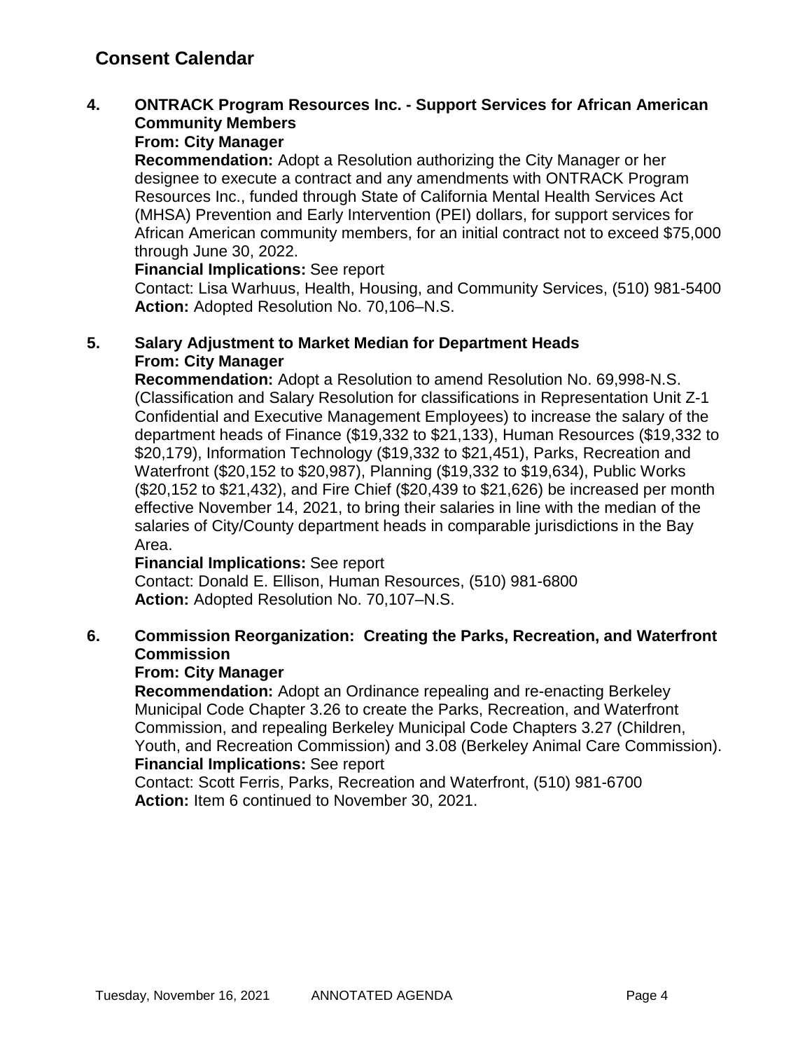## Consent Calendar

**4. ONTRACK Program Resources Inc. - Support Services for African American Community Members**
**From: City Manager**
**Recommendation:** Adopt a Resolution authorizing the City Manager or her designee to execute a contract and any amendments with ONTRACK Program Resources Inc., funded through State of California Mental Health Services Act (MHSA) Prevention and Early Intervention (PEI) dollars, for support services for African American community members, for an initial contract not to exceed $75,000 through June 30, 2022.
**Financial Implications:** See report
Contact: Lisa Warhuus, Health, Housing, and Community Services, (510) 981-5400
**Action:** Adopted Resolution No. 70,106–N.S.

**5. Salary Adjustment to Market Median for Department Heads**
**From: City Manager**
**Recommendation:** Adopt a Resolution to amend Resolution No. 69,998-N.S. (Classification and Salary Resolution for classifications in Representation Unit Z-1 Confidential and Executive Management Employees) to increase the salary of the department heads of Finance ($19,332 to $21,133), Human Resources ($19,332 to $20,179), Information Technology ($19,332 to $21,451), Parks, Recreation and Waterfront ($20,152 to $20,987), Planning ($19,332 to $19,634), Public Works ($20,152 to $21,432), and Fire Chief ($20,439 to $21,626) be increased per month effective November 14, 2021, to bring their salaries in line with the median of the salaries of City/County department heads in comparable jurisdictions in the Bay Area.
**Financial Implications:** See report
Contact: Donald E. Ellison, Human Resources, (510) 981-6800
**Action:** Adopted Resolution No. 70,107–N.S.

**6. Commission Reorganization: Creating the Parks, Recreation, and Waterfront Commission**
**From: City Manager**
**Recommendation:** Adopt an Ordinance repealing and re-enacting Berkeley Municipal Code Chapter 3.26 to create the Parks, Recreation, and Waterfront Commission, and repealing Berkeley Municipal Code Chapters 3.27 (Children, Youth, and Recreation Commission) and 3.08 (Berkeley Animal Care Commission).
**Financial Implications:** See report
Contact: Scott Ferris, Parks, Recreation and Waterfront, (510) 981-6700
**Action:** Item 6 continued to November 30, 2021.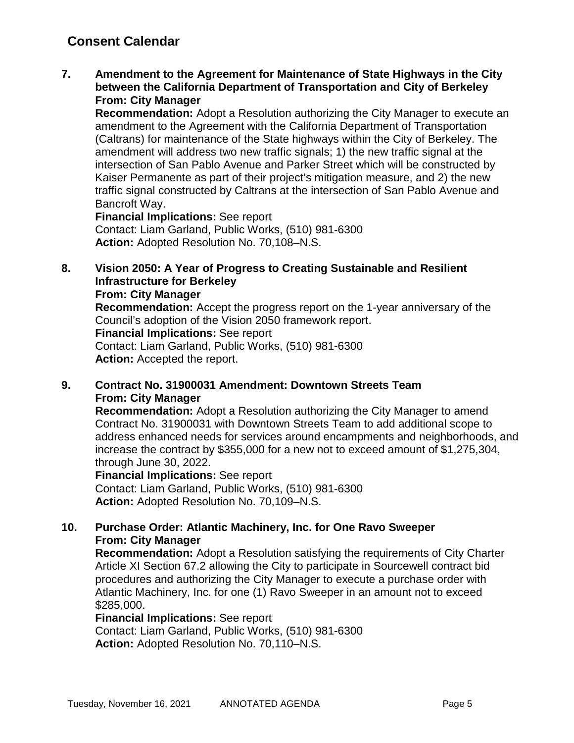## Consent Calendar

**7. Amendment to the Agreement for Maintenance of State Highways in the City between the California Department of Transportation and City of Berkeley**
**From: City Manager**

**Recommendation:** Adopt a Resolution authorizing the City Manager to execute an amendment to the Agreement with the California Department of Transportation (Caltrans) for maintenance of the State highways within the City of Berkeley. The amendment will address two new traffic signals; 1) the new traffic signal at the intersection of San Pablo Avenue and Parker Street which will be constructed by Kaiser Permanente as part of their project's mitigation measure, and 2) the new traffic signal constructed by Caltrans at the intersection of San Pablo Avenue and Bancroft Way.
**Financial Implications:** See report
Contact: Liam Garland, Public Works, (510) 981-6300
**Action:** Adopted Resolution No. 70,108–N.S.

**8. Vision 2050: A Year of Progress to Creating Sustainable and Resilient Infrastructure for Berkeley**
**From: City Manager**

**Recommendation:** Accept the progress report on the 1-year anniversary of the Council's adoption of the Vision 2050 framework report.
**Financial Implications:** See report
Contact: Liam Garland, Public Works, (510) 981-6300
**Action:** Accepted the report.

**9. Contract No. 31900031 Amendment: Downtown Streets Team**
**From: City Manager**

**Recommendation:** Adopt a Resolution authorizing the City Manager to amend Contract No. 31900031 with Downtown Streets Team to add additional scope to address enhanced needs for services around encampments and neighborhoods, and increase the contract by $355,000 for a new not to exceed amount of $1,275,304, through June 30, 2022.
**Financial Implications:** See report
Contact: Liam Garland, Public Works, (510) 981-6300
**Action:** Adopted Resolution No. 70,109–N.S.

**10. Purchase Order: Atlantic Machinery, Inc. for One Ravo Sweeper**
**From: City Manager**

**Recommendation:** Adopt a Resolution satisfying the requirements of City Charter Article XI Section 67.2 allowing the City to participate in Sourcewell contract bid procedures and authorizing the City Manager to execute a purchase order with Atlantic Machinery, Inc. for one (1) Ravo Sweeper in an amount not to exceed $285,000.
**Financial Implications:** See report
Contact: Liam Garland, Public Works, (510) 981-6300
**Action:** Adopted Resolution No. 70,110–N.S.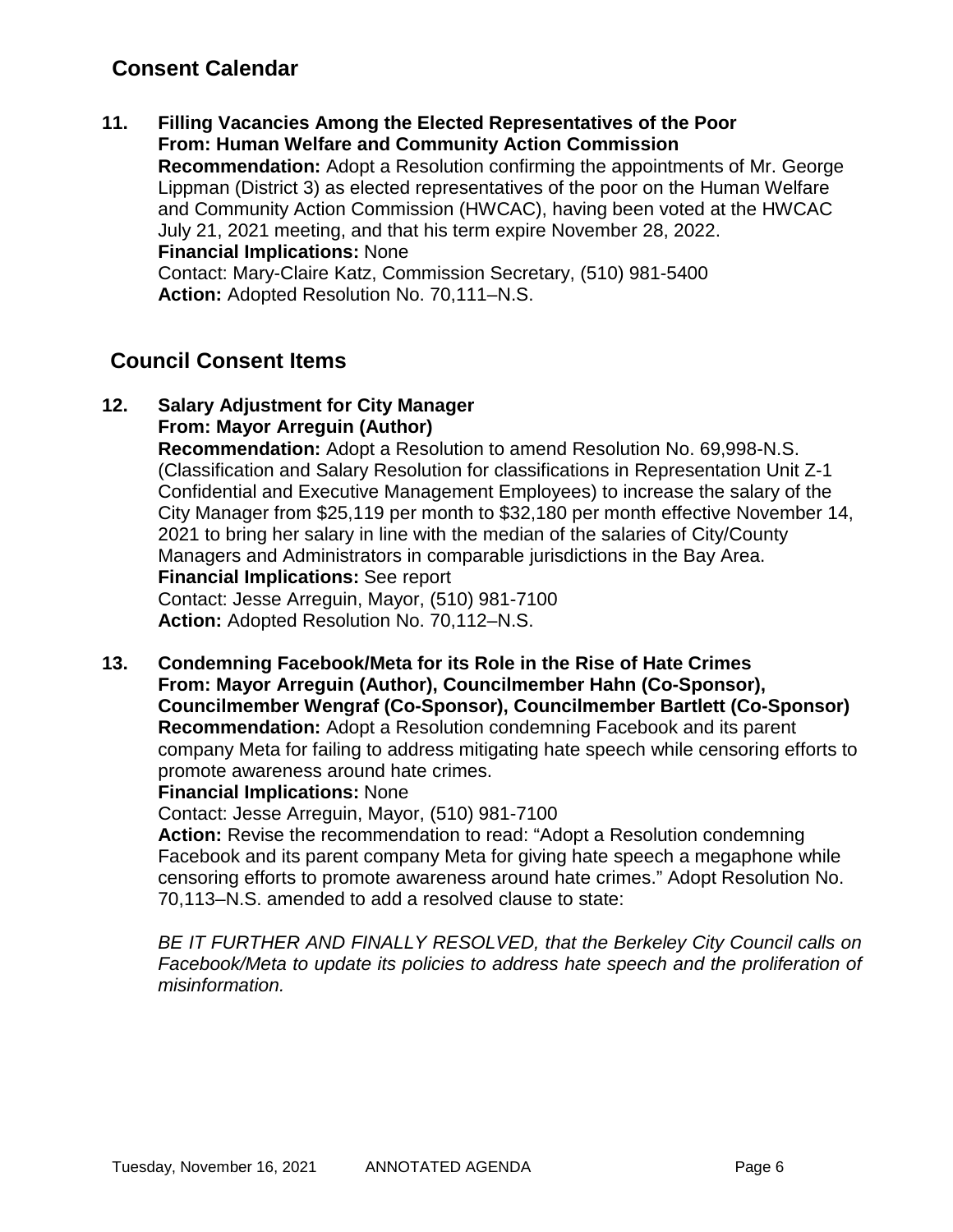## Consent Calendar

**11. Filling Vacancies Among the Elected Representatives of the Poor**
**From: Human Welfare and Community Action Commission**
**Recommendation:** Adopt a Resolution confirming the appointments of Mr. George Lippman (District 3) as elected representatives of the poor on the Human Welfare and Community Action Commission (HWCAC), having been voted at the HWCAC July 21, 2021 meeting, and that his term expire November 28, 2022.
**Financial Implications:** None
Contact: Mary-Claire Katz, Commission Secretary, (510) 981-5400
**Action:** Adopted Resolution No. 70,111–N.S.

## Council Consent Items

**12. Salary Adjustment for City Manager**
**From: Mayor Arreguin (Author)**
**Recommendation:** Adopt a Resolution to amend Resolution No. 69,998-N.S. (Classification and Salary Resolution for classifications in Representation Unit Z-1 Confidential and Executive Management Employees) to increase the salary of the City Manager from $25,119 per month to $32,180 per month effective November 14, 2021 to bring her salary in line with the median of the salaries of City/County Managers and Administrators in comparable jurisdictions in the Bay Area.
**Financial Implications:** See report
Contact: Jesse Arreguin, Mayor, (510) 981-7100
**Action:** Adopted Resolution No. 70,112–N.S.

**13. Condemning Facebook/Meta for its Role in the Rise of Hate Crimes**
**From: Mayor Arreguin (Author), Councilmember Hahn (Co-Sponsor), Councilmember Wengraf (Co-Sponsor), Councilmember Bartlett (Co-Sponsor)**
**Recommendation:** Adopt a Resolution condemning Facebook and its parent company Meta for failing to address mitigating hate speech while censoring efforts to promote awareness around hate crimes.
**Financial Implications:** None
Contact: Jesse Arreguin, Mayor, (510) 981-7100
**Action:** Revise the recommendation to read: "Adopt a Resolution condemning Facebook and its parent company Meta for giving hate speech a megaphone while censoring efforts to promote awareness around hate crimes." Adopt Resolution No. 70,113–N.S. amended to add a resolved clause to state:

*BE IT FURTHER AND FINALLY RESOLVED, that the Berkeley City Council calls on Facebook/Meta to update its policies to address hate speech and the proliferation of misinformation.*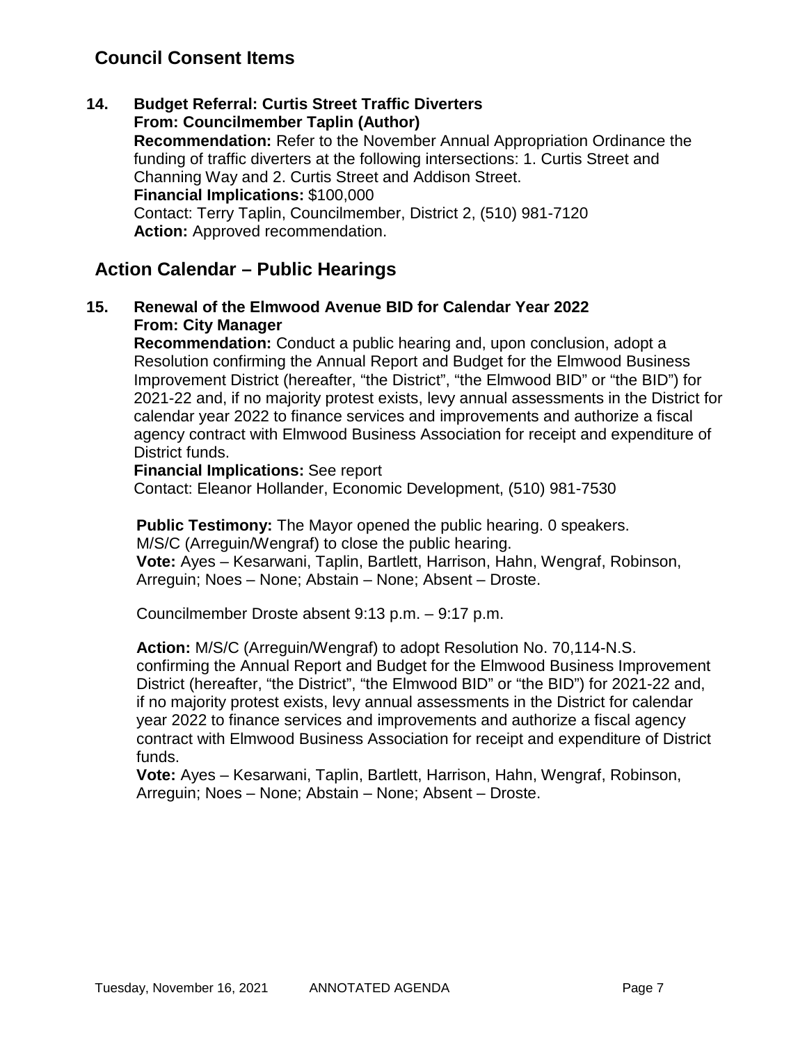## Council Consent Items

**14. Budget Referral: Curtis Street Traffic Diverters**
**From: Councilmember Taplin (Author)**
**Recommendation:** Refer to the November Annual Appropriation Ordinance the funding of traffic diverters at the following intersections: 1. Curtis Street and Channing Way and 2. Curtis Street and Addison Street.
**Financial Implications:** $100,000
Contact: Terry Taplin, Councilmember, District 2, (510) 981-7120
**Action:** Approved recommendation.

## Action Calendar – Public Hearings

**15. Renewal of the Elmwood Avenue BID for Calendar Year 2022**
**From: City Manager**
**Recommendation:** Conduct a public hearing and, upon conclusion, adopt a Resolution confirming the Annual Report and Budget for the Elmwood Business Improvement District (hereafter, "the District", "the Elmwood BID" or "the BID") for 2021-22 and, if no majority protest exists, levy annual assessments in the District for calendar year 2022 to finance services and improvements and authorize a fiscal agency contract with Elmwood Business Association for receipt and expenditure of District funds.
**Financial Implications:** See report
Contact: Eleanor Hollander, Economic Development, (510) 981-7530

**Public Testimony:** The Mayor opened the public hearing. 0 speakers.
M/S/C (Arreguin/Wengraf) to close the public hearing.
**Vote:** Ayes – Kesarwani, Taplin, Bartlett, Harrison, Hahn, Wengraf, Robinson, Arreguin; Noes – None; Abstain – None; Absent – Droste.

Councilmember Droste absent 9:13 p.m. – 9:17 p.m.

**Action:** M/S/C (Arreguin/Wengraf) to adopt Resolution No. 70,114-N.S. confirming the Annual Report and Budget for the Elmwood Business Improvement District (hereafter, "the District", "the Elmwood BID" or "the BID") for 2021-22 and, if no majority protest exists, levy annual assessments in the District for calendar year 2022 to finance services and improvements and authorize a fiscal agency contract with Elmwood Business Association for receipt and expenditure of District funds.
**Vote:** Ayes – Kesarwani, Taplin, Bartlett, Harrison, Hahn, Wengraf, Robinson, Arreguin; Noes – None; Abstain – None; Absent – Droste.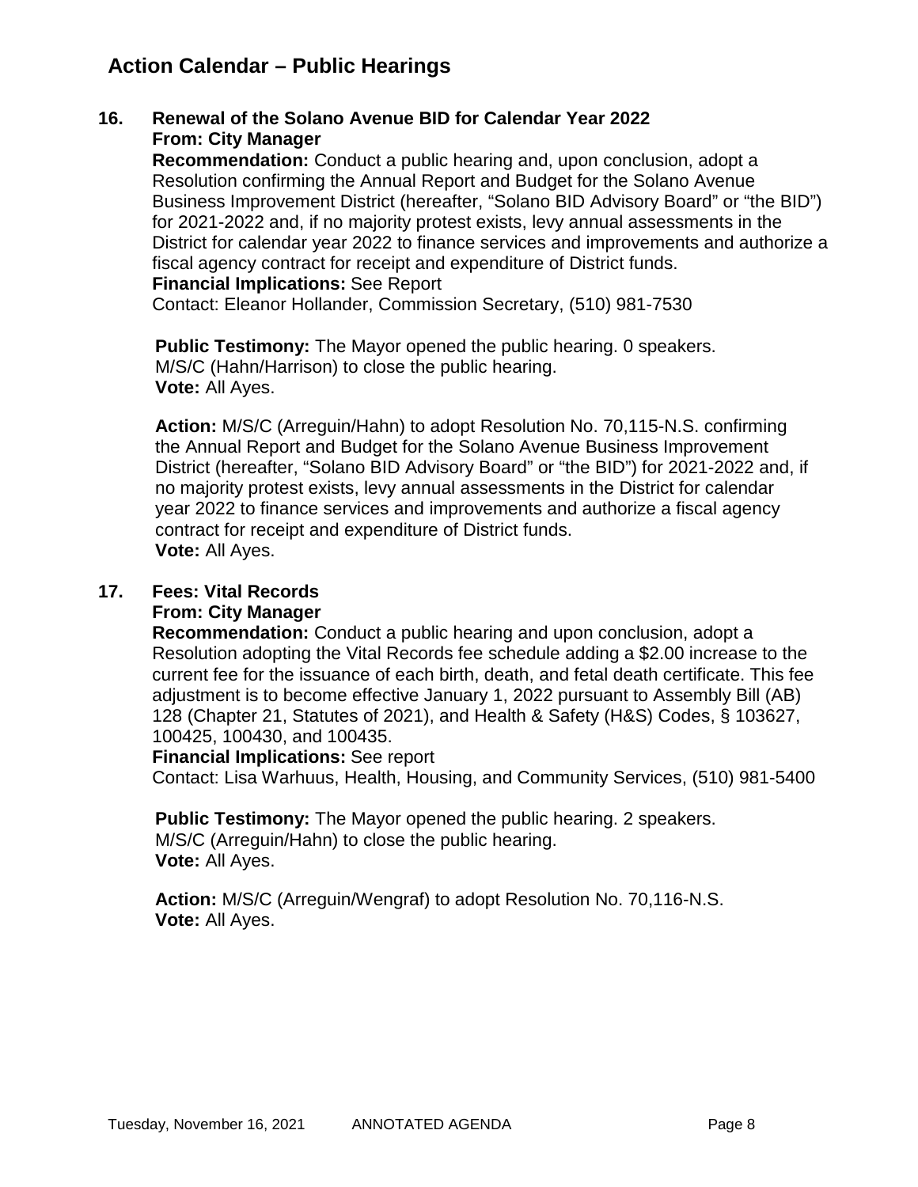## Action Calendar – Public Hearings

### 16. Renewal of the Solano Avenue BID for Calendar Year 2022

**From: City Manager**

**Recommendation:** Conduct a public hearing and, upon conclusion, adopt a Resolution confirming the Annual Report and Budget for the Solano Avenue Business Improvement District (hereafter, "Solano BID Advisory Board" or "the BID") for 2021-2022 and, if no majority protest exists, levy annual assessments in the District for calendar year 2022 to finance services and improvements and authorize a fiscal agency contract for receipt and expenditure of District funds.

**Financial Implications:** See Report

Contact: Eleanor Hollander, Commission Secretary, (510) 981-7530

**Public Testimony:** The Mayor opened the public hearing. 0 speakers.
M/S/C (Hahn/Harrison) to close the public hearing.
**Vote:** All Ayes.

**Action:** M/S/C (Arreguin/Hahn) to adopt Resolution No. 70,115-N.S. confirming the Annual Report and Budget for the Solano Avenue Business Improvement District (hereafter, "Solano BID Advisory Board" or "the BID") for 2021-2022 and, if no majority protest exists, levy annual assessments in the District for calendar year 2022 to finance services and improvements and authorize a fiscal agency contract for receipt and expenditure of District funds.
**Vote:** All Ayes.

### 17. Fees: Vital Records

**From: City Manager**

**Recommendation:** Conduct a public hearing and upon conclusion, adopt a Resolution adopting the Vital Records fee schedule adding a $2.00 increase to the current fee for the issuance of each birth, death, and fetal death certificate. This fee adjustment is to become effective January 1, 2022 pursuant to Assembly Bill (AB) 128 (Chapter 21, Statutes of 2021), and Health & Safety (H&S) Codes, § 103627, 100425, 100430, and 100435.

**Financial Implications:** See report

Contact: Lisa Warhuus, Health, Housing, and Community Services, (510) 981-5400

**Public Testimony:** The Mayor opened the public hearing. 2 speakers.
M/S/C (Arreguin/Hahn) to close the public hearing.
**Vote:** All Ayes.

**Action:** M/S/C (Arreguin/Wengraf) to adopt Resolution No. 70,116-N.S.
**Vote:** All Ayes.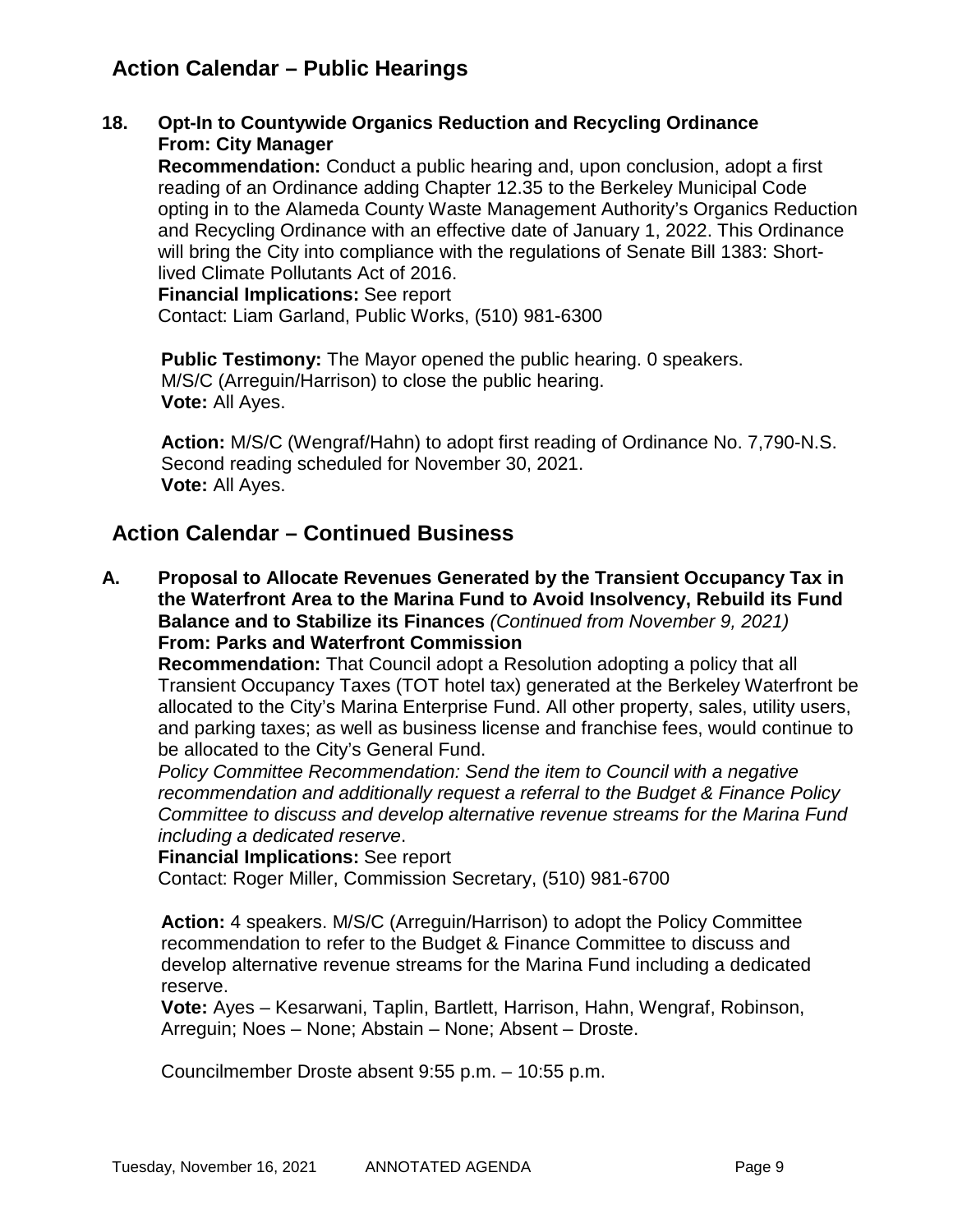## Action Calendar – Public Hearings

**18. Opt-In to Countywide Organics Reduction and Recycling Ordinance**
**From: City Manager**

**Recommendation:** Conduct a public hearing and, upon conclusion, adopt a first reading of an Ordinance adding Chapter 12.35 to the Berkeley Municipal Code opting in to the Alameda County Waste Management Authority's Organics Reduction and Recycling Ordinance with an effective date of January 1, 2022. This Ordinance will bring the City into compliance with the regulations of Senate Bill 1383: Short-lived Climate Pollutants Act of 2016.

**Financial Implications:** See report

Contact: Liam Garland, Public Works, (510) 981-6300

**Public Testimony:** The Mayor opened the public hearing. 0 speakers.
M/S/C (Arreguin/Harrison) to close the public hearing.
**Vote:** All Ayes.

**Action:** M/S/C (Wengraf/Hahn) to adopt first reading of Ordinance No. 7,790-N.S. Second reading scheduled for November 30, 2021.
**Vote:** All Ayes.

## Action Calendar – Continued Business

**A. Proposal to Allocate Revenues Generated by the Transient Occupancy Tax in the Waterfront Area to the Marina Fund to Avoid Insolvency, Rebuild its Fund Balance and to Stabilize its Finances** *(Continued from November 9, 2021)*
**From: Parks and Waterfront Commission**

**Recommendation:** That Council adopt a Resolution adopting a policy that all Transient Occupancy Taxes (TOT hotel tax) generated at the Berkeley Waterfront be allocated to the City's Marina Enterprise Fund. All other property, sales, utility users, and parking taxes; as well as business license and franchise fees, would continue to be allocated to the City's General Fund.

*Policy Committee Recommendation: Send the item to Council with a negative recommendation and additionally request a referral to the Budget & Finance Policy Committee to discuss and develop alternative revenue streams for the Marina Fund including a dedicated reserve.*

**Financial Implications:** See report

Contact: Roger Miller, Commission Secretary, (510) 981-6700

**Action:** 4 speakers. M/S/C (Arreguin/Harrison) to adopt the Policy Committee recommendation to refer to the Budget & Finance Committee to discuss and develop alternative revenue streams for the Marina Fund including a dedicated reserve.
**Vote:** Ayes – Kesarwani, Taplin, Bartlett, Harrison, Hahn, Wengraf, Robinson, Arreguin; Noes – None; Abstain – None; Absent – Droste.

Councilmember Droste absent 9:55 p.m. – 10:55 p.m.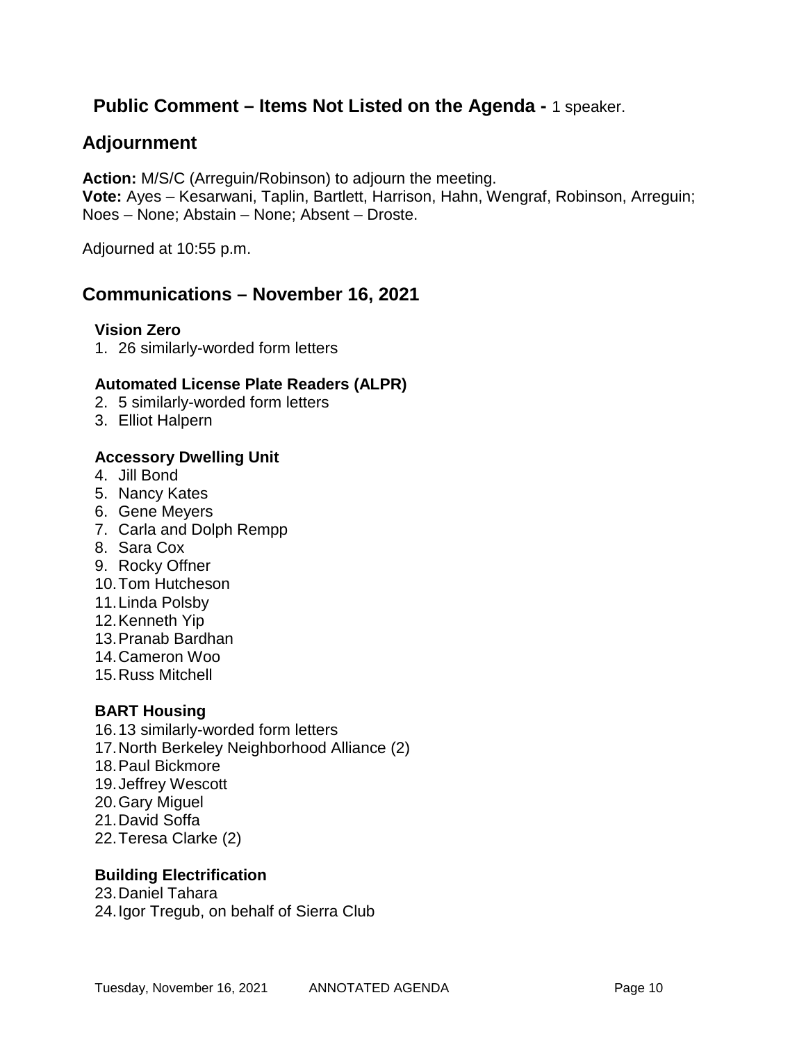## **Public Comment – Items Not Listed on the Agenda -** 1 speaker.

## Adjournment

**Action:** M/S/C (Arreguin/Robinson) to adjourn the meeting.
**Vote:** Ayes – Kesarwani, Taplin, Bartlett, Harrison, Hahn, Wengraf, Robinson, Arreguin; Noes – None; Abstain – None; Absent – Droste.

Adjourned at 10:55 p.m.

## Communications – November 16, 2021

**Vision Zero**

1. 26 similarly-worded form letters

**Automated License Plate Readers (ALPR)**

2. 5 similarly-worded form letters
3. Elliot Halpern

**Accessory Dwelling Unit**

4. Jill Bond
5. Nancy Kates
6. Gene Meyers
7. Carla and Dolph Rempp
8. Sara Cox
9. Rocky Offner
10. Tom Hutcheson
11. Linda Polsby
12. Kenneth Yip
13. Pranab Bardhan
14. Cameron Woo
15. Russ Mitchell

**BART Housing**

16. 13 similarly-worded form letters
17. North Berkeley Neighborhood Alliance (2)
18. Paul Bickmore
19. Jeffrey Wescott
20. Gary Miguel
21. David Soffa
22. Teresa Clarke (2)

**Building Electrification**

23. Daniel Tahara
24. Igor Tregub, on behalf of Sierra Club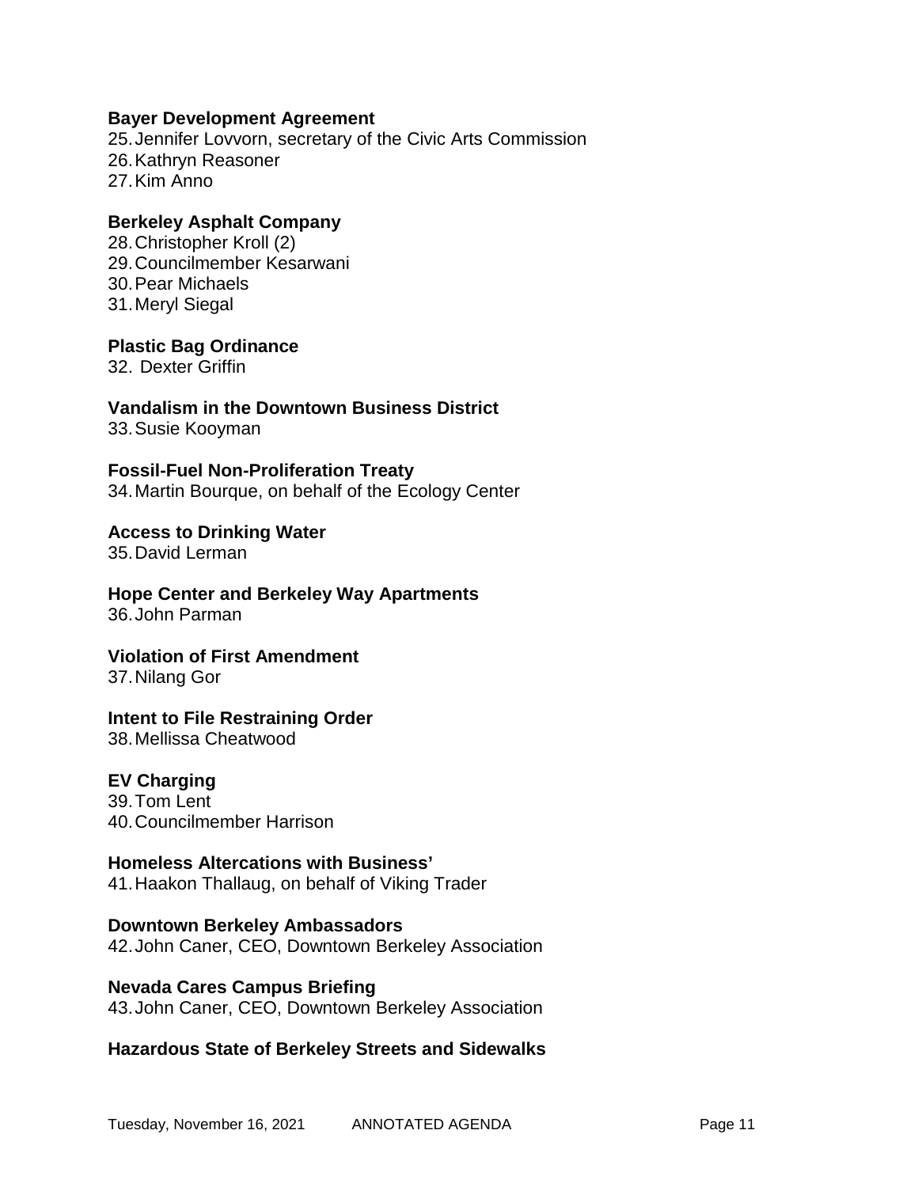**Bayer Development Agreement**

25. Jennifer Lovvorn, secretary of the Civic Arts Commission
26. Kathryn Reasoner
27. Kim Anno

**Berkeley Asphalt Company**

28. Christopher Kroll (2)
29. Councilmember Kesarwani
30. Pear Michaels
31. Meryl Siegal

**Plastic Bag Ordinance**

32. Dexter Griffin

**Vandalism in the Downtown Business District**

33. Susie Kooyman

**Fossil-Fuel Non-Proliferation Treaty**

34. Martin Bourque, on behalf of the Ecology Center

**Access to Drinking Water**

35. David Lerman

**Hope Center and Berkeley Way Apartments**

36. John Parman

**Violation of First Amendment**

37. Nilang Gor

**Intent to File Restraining Order**

38. Mellissa Cheatwood

**EV Charging**

39. Tom Lent
40. Councilmember Harrison

**Homeless Altercations with Business'**

41. Haakon Thallaug, on behalf of Viking Trader

**Downtown Berkeley Ambassadors**

42. John Caner, CEO, Downtown Berkeley Association

**Nevada Cares Campus Briefing**

43. John Caner, CEO, Downtown Berkeley Association

**Hazardous State of Berkeley Streets and Sidewalks**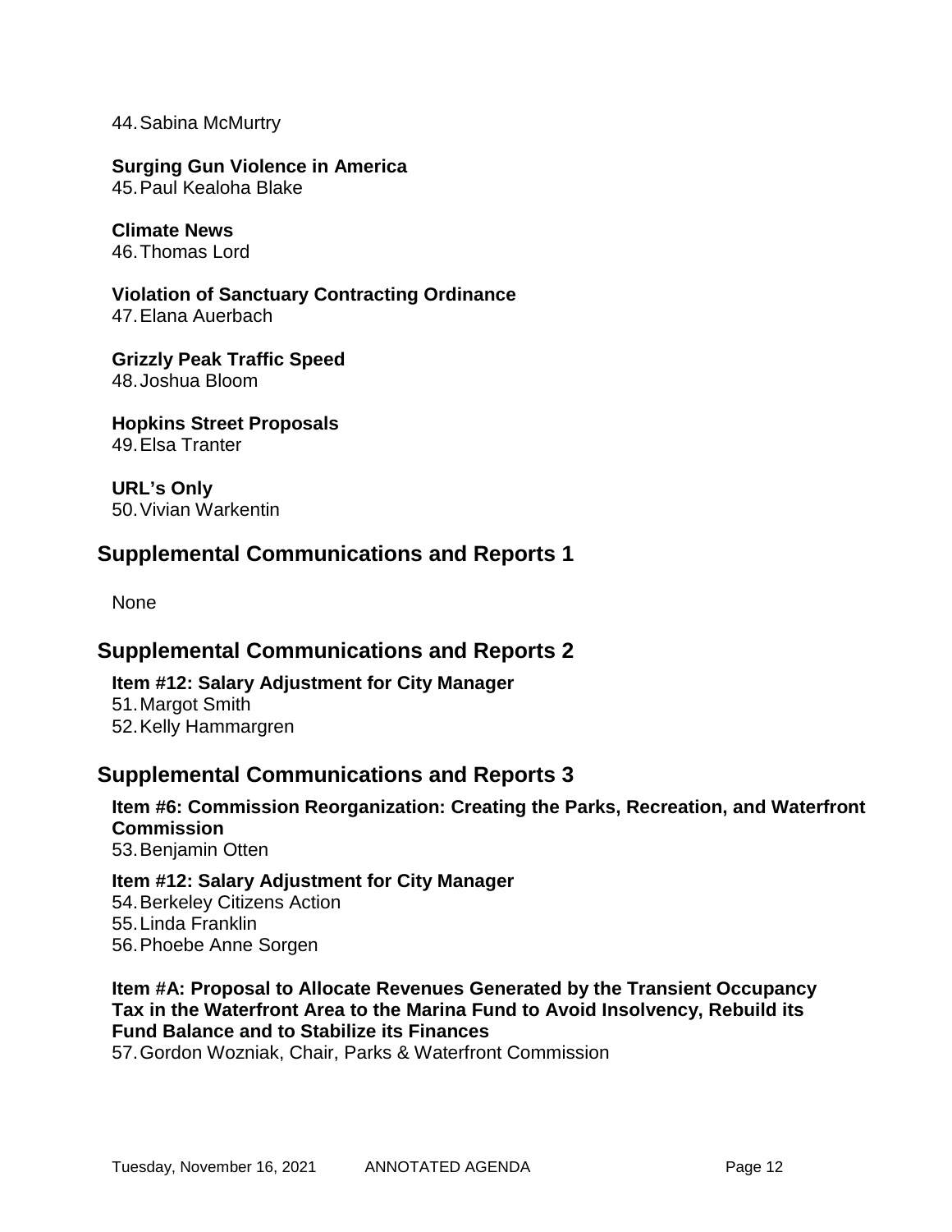44. Sabina McMurtry

**Surging Gun Violence in America**
45. Paul Kealoha Blake

**Climate News**
46. Thomas Lord

**Violation of Sanctuary Contracting Ordinance**
47. Elana Auerbach

**Grizzly Peak Traffic Speed**
48. Joshua Bloom

**Hopkins Street Proposals**
49. Elsa Tranter

**URL's Only**
50. Vivian Warkentin

## Supplemental Communications and Reports 1

None

## Supplemental Communications and Reports 2

**Item #12: Salary Adjustment for City Manager**
51. Margot Smith
52. Kelly Hammargren

## Supplemental Communications and Reports 3

**Item #6: Commission Reorganization: Creating the Parks, Recreation, and Waterfront Commission**
53. Benjamin Otten

**Item #12: Salary Adjustment for City Manager**
54. Berkeley Citizens Action
55. Linda Franklin
56. Phoebe Anne Sorgen

**Item #A: Proposal to Allocate Revenues Generated by the Transient Occupancy Tax in the Waterfront Area to the Marina Fund to Avoid Insolvency, Rebuild its Fund Balance and to Stabilize its Finances**
57. Gordon Wozniak, Chair, Parks & Waterfront Commission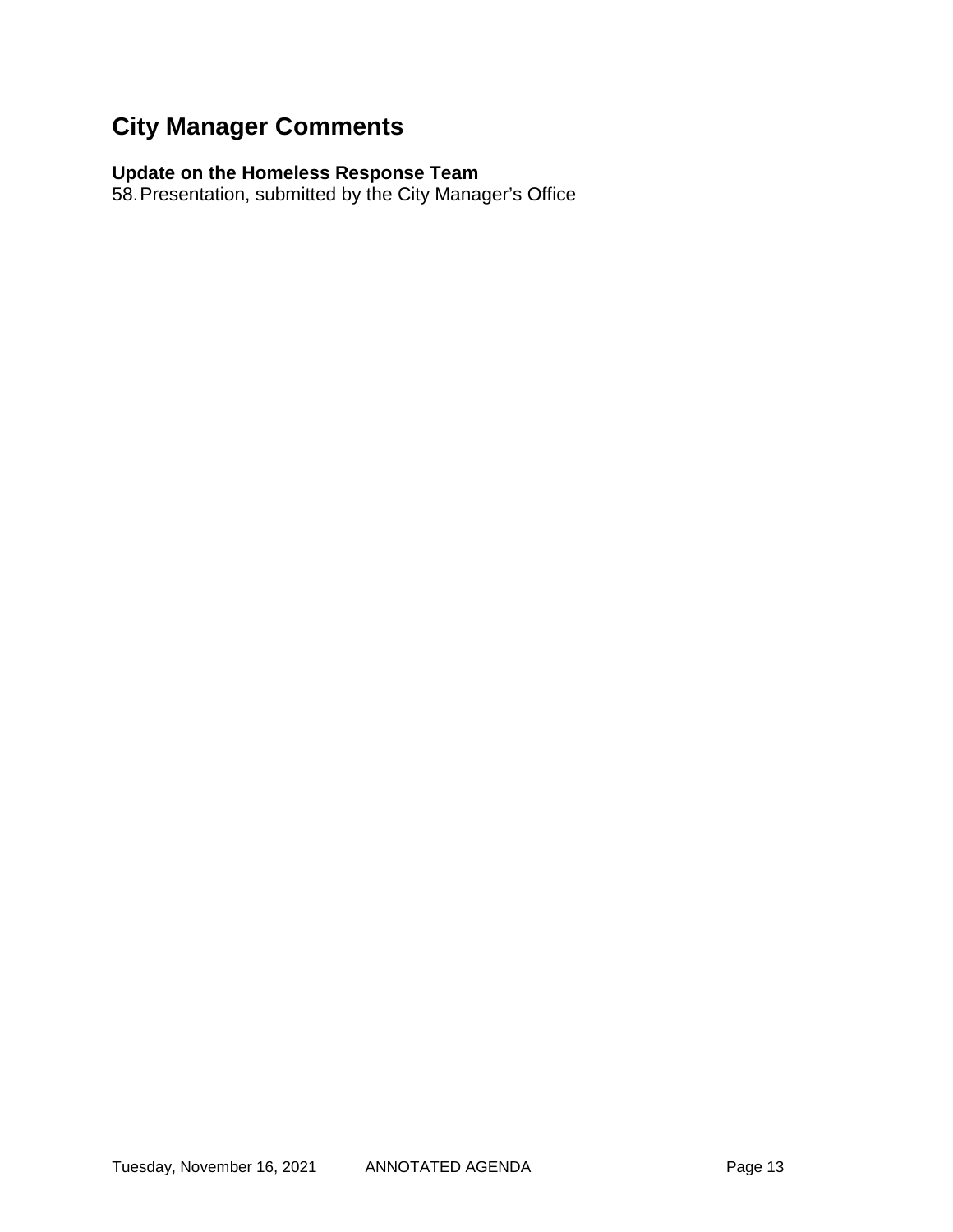## City Manager Comments

**Update on the Homeless Response Team**

58. Presentation, submitted by the City Manager's Office